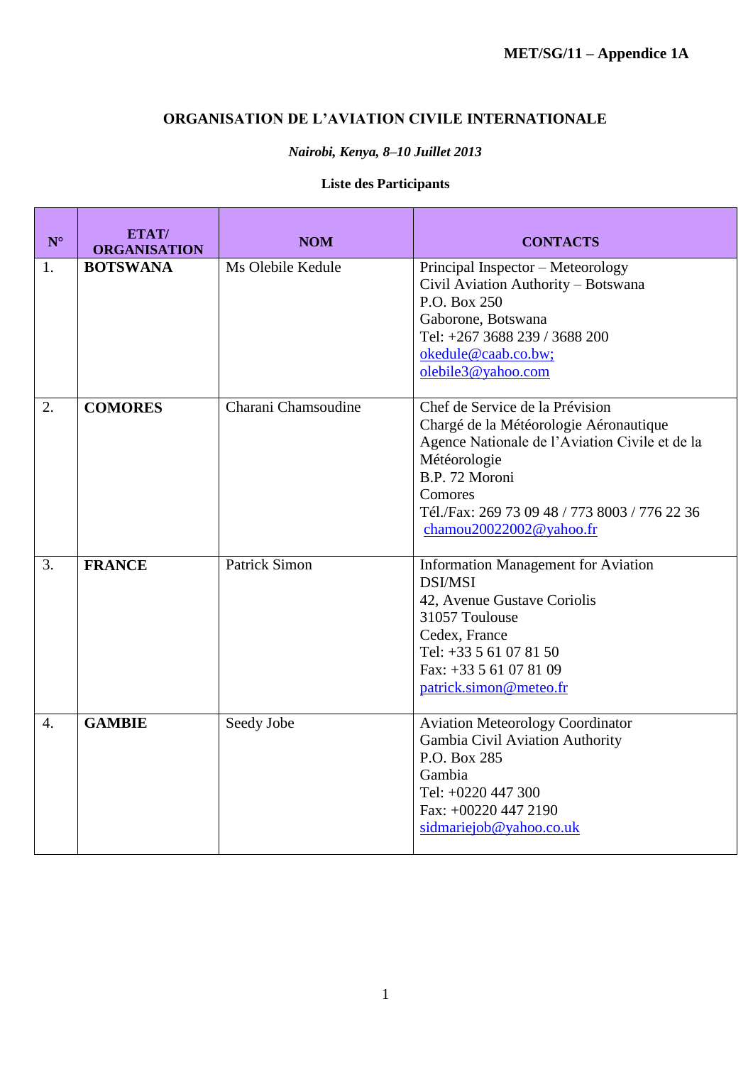**MET/SG/11 – Appendice 1A**

# ORGANISATION DE L'AVIATION CIVILE INTERNATIONALE

*Nairobi, Kenya, 8–10 Juillet 2013*

**Liste des Participants**

| N° | ETAT/ ORGANISATION | NOM | CONTACTS |
|---|---|---|---|
| 1. | **BOTSWANA** | Ms Olebile Kedule | Principal Inspector – Meteorology<br>Civil Aviation Authority – Botswana<br>P.O. Box 250<br>Gaborone, Botswana<br>Tel: +267 3688 239 / 3688 200<br>okedule@caab.co.bw;<br>olebile3@yahoo.com |
| 2. | **COMORES** | Charani Chamsoudine | Chef de Service de la Prévision<br>Chargé de la Météorologie Aéronautique<br>Agence Nationale de l'Aviation Civile et de la Météorologie<br>B.P. 72 Moroni<br>Comores<br>Tél./Fax: 269 73 09 48 / 773 8003 / 776 22 36<br>chamou20022002@yahoo.fr |
| 3. | **FRANCE** | Patrick Simon | Information Management for Aviation<br>DSI/MSI<br>42, Avenue Gustave Coriolis<br>31057 Toulouse<br>Cedex, France<br>Tel: +33 5 61 07 81 50<br>Fax: +33 5 61 07 81 09<br>patrick.simon@meteo.fr |
| 4. | **GAMBIE** | Seedy Jobe | Aviation Meteorology Coordinator<br>Gambia Civil Aviation Authority<br>P.O. Box 285<br>Gambia<br>Tel: +0220 447 300<br>Fax: +00220 447 2190<br>sidmariejob@yahoo.co.uk |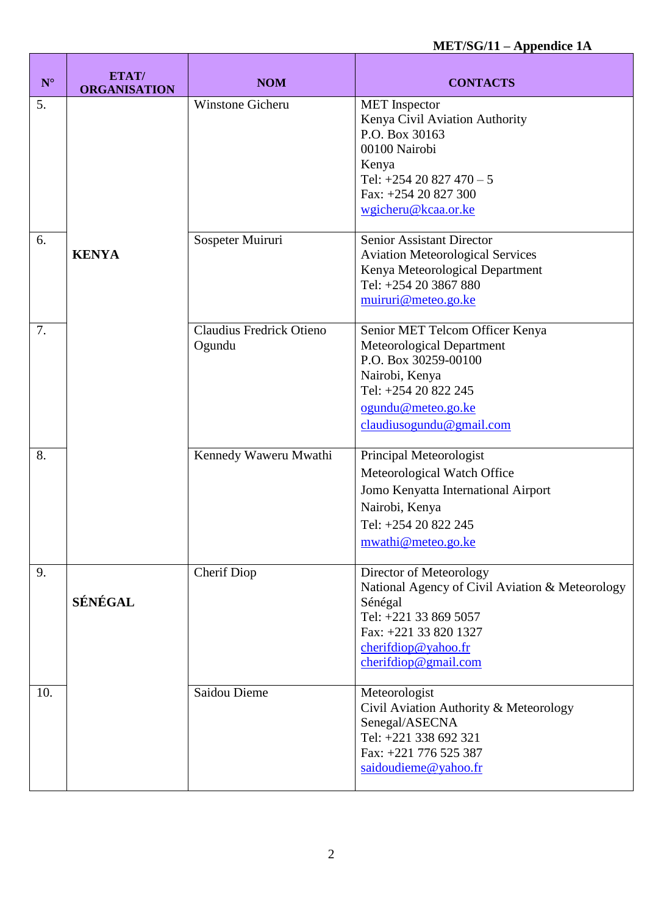MET/SG/11 – Appendice 1A

| N° | ETAT/ ORGANISATION | NOM | CONTACTS |
|---|---|---|---|
| 5. | KENYA | Winstone Gicheru | MET Inspector<br>Kenya Civil Aviation Authority<br>P.O. Box 30163<br>00100 Nairobi<br>Kenya<br>Tel: +254 20 827 470 – 5<br>Fax: +254 20 827 300<br>wgicheru@kcaa.or.ke |
| 6. | | Sospeter Muiruri | Senior Assistant Director<br>Aviation Meteorological Services<br>Kenya Meteorological Department<br>Tel: +254 20 3867 880<br>muiruri@meteo.go.ke |
| 7. | | Claudius Fredrick Otieno Ogundu | Senior MET Telcom Officer Kenya Meteorological Department<br>P.O. Box 30259-00100<br>Nairobi, Kenya<br>Tel: +254 20 822 245<br>ogundu@meteo.go.ke<br>claudiusogundu@gmail.com |
| 8. | | Kennedy Waweru Mwathi | Principal Meteorologist<br>Meteorological Watch Office<br>Jomo Kenyatta International Airport<br>Nairobi, Kenya<br>Tel: +254 20 822 245<br>mwathi@meteo.go.ke |
| 9. | SÉNÉGAL | Cherif Diop | Director of Meteorology<br>National Agency of Civil Aviation & Meteorology<br>Sénégal<br>Tel: +221 33 869 5057<br>Fax: +221 33 820 1327<br>cherifdiop@yahoo.fr<br>cherifdiop@gmail.com |
| 10. | | Saidou Dieme | Meteorologist<br>Civil Aviation Authority & Meteorology<br>Senegal/ASECNA<br>Tel: +221 338 692 321<br>Fax: +221 776 525 387<br>saidoudieme@yahoo.fr |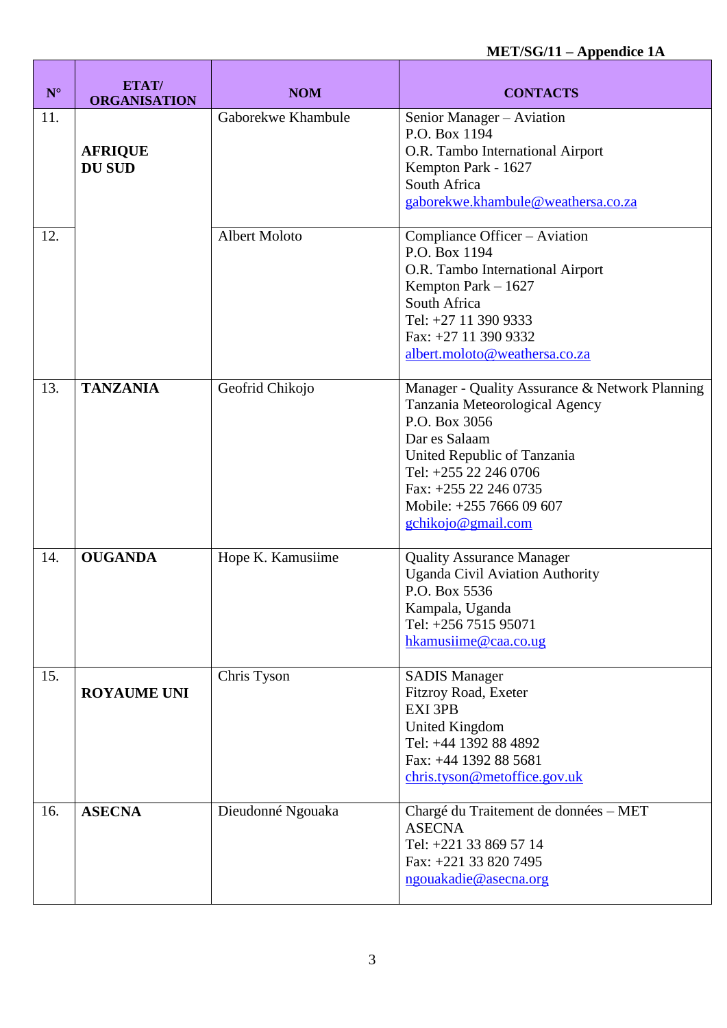**MET/SG/11 – Appendice 1A**

| N° | ETAT/ ORGANISATION | NOM | CONTACTS |
|---|---|---|---|
| 11. | **AFRIQUE DU SUD** | Gaborekwe Khambule | Senior Manager – Aviation<br>P.O. Box 1194<br>O.R. Tambo International Airport<br>Kempton Park - 1627<br>South Africa<br>gaborekwe.khambule@weathersa.co.za |
| 12. | | Albert Moloto | Compliance Officer – Aviation<br>P.O. Box 1194<br>O.R. Tambo International Airport<br>Kempton Park – 1627<br>South Africa<br>Tel: +27 11 390 9333<br>Fax: +27 11 390 9332<br>albert.moloto@weathersa.co.za |
| 13. | **TANZANIA** | Geofrid Chikojo | Manager - Quality Assurance & Network Planning<br>Tanzania Meteorological Agency<br>P.O. Box 3056<br>Dar es Salaam<br>United Republic of Tanzania<br>Tel: +255 22 246 0706<br>Fax: +255 22 246 0735<br>Mobile: +255 7666 09 607<br>gchikojo@gmail.com |
| 14. | **OUGANDA** | Hope K. Kamusiime | Quality Assurance Manager<br>Uganda Civil Aviation Authority<br>P.O. Box 5536<br>Kampala, Uganda<br>Tel: +256 7515 95071<br>hkamusiime@caa.co.ug |
| 15. | **ROYAUME UNI** | Chris Tyson | SADIS Manager<br>Fitzroy Road, Exeter<br>EXI 3PB<br>United Kingdom<br>Tel: +44 1392 88 4892<br>Fax: +44 1392 88 5681<br>chris.tyson@metoffice.gov.uk |
| 16. | **ASECNA** | Dieudonné Ngouaka | Chargé du Traitement de données – MET<br>ASECNA<br>Tel: +221 33 869 57 14<br>Fax: +221 33 820 7495<br>ngouakadie@asecna.org |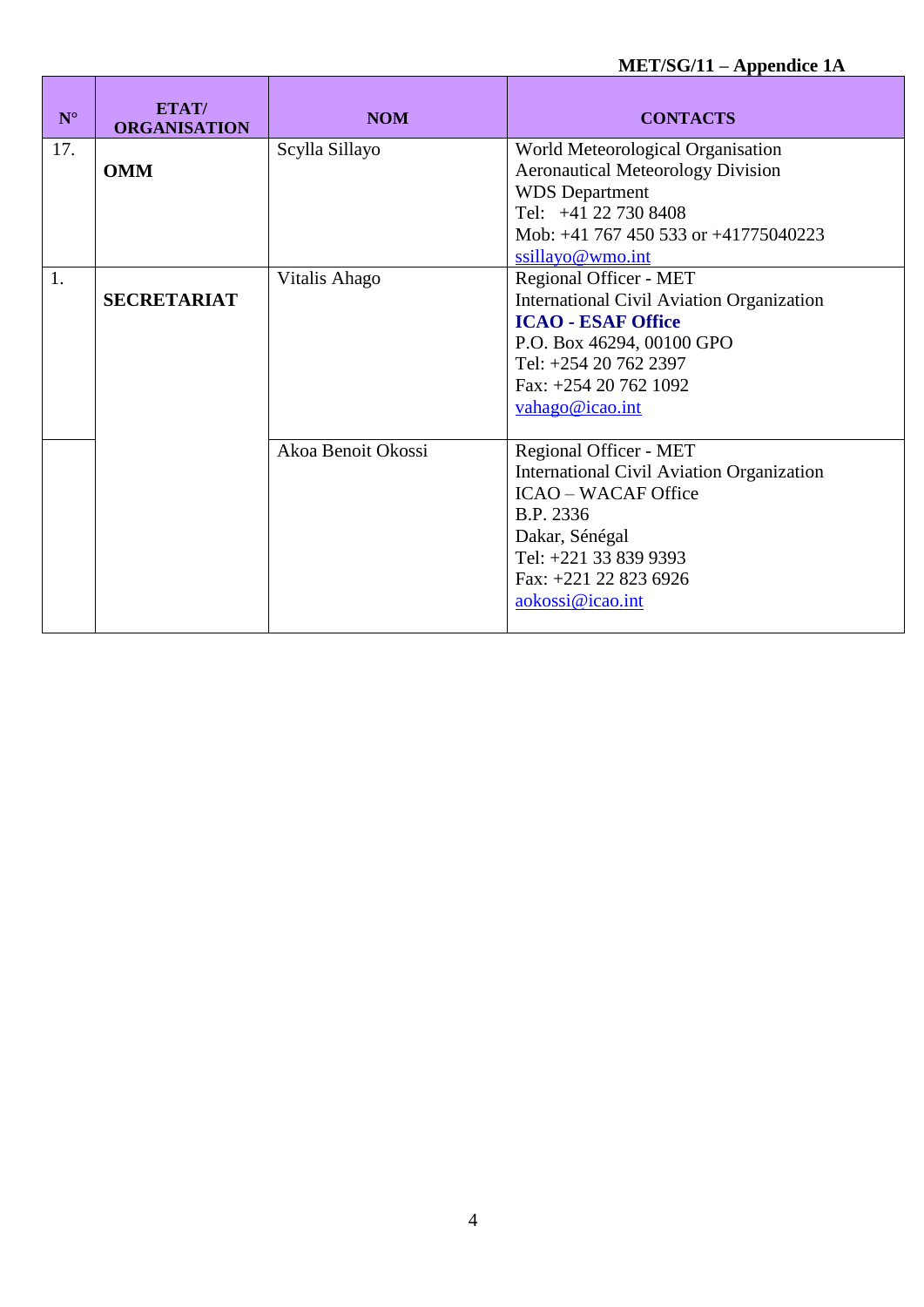**MET/SG/11 – Appendice 1A**

| N° | ETAT/ ORGANISATION | NOM | CONTACTS |
|---|---|---|---|
| 17. | **OMM** | Scylla Sillayo | World Meteorological Organisation<br>Aeronautical Meteorology Division<br>WDS Department<br>Tel: +41 22 730 8408<br>Mob: +41 767 450 533 or +41775040223<br>ssillayo@wmo.int |
| 1. | **SECRETARIAT** | Vitalis Ahago | Regional Officer - MET<br>International Civil Aviation Organization<br>**ICAO - ESAF Office**<br>P.O. Box 46294, 00100 GPO<br>Tel: +254 20 762 2397<br>Fax: +254 20 762 1092<br>vahago@icao.int |
| | | Akoa Benoit Okossi | Regional Officer - MET<br>International Civil Aviation Organization<br>ICAO – WACAF Office<br>B.P. 2336<br>Dakar, Sénégal<br>Tel: +221 33 839 9393<br>Fax: +221 22 823 6926<br>aokossi@icao.int |